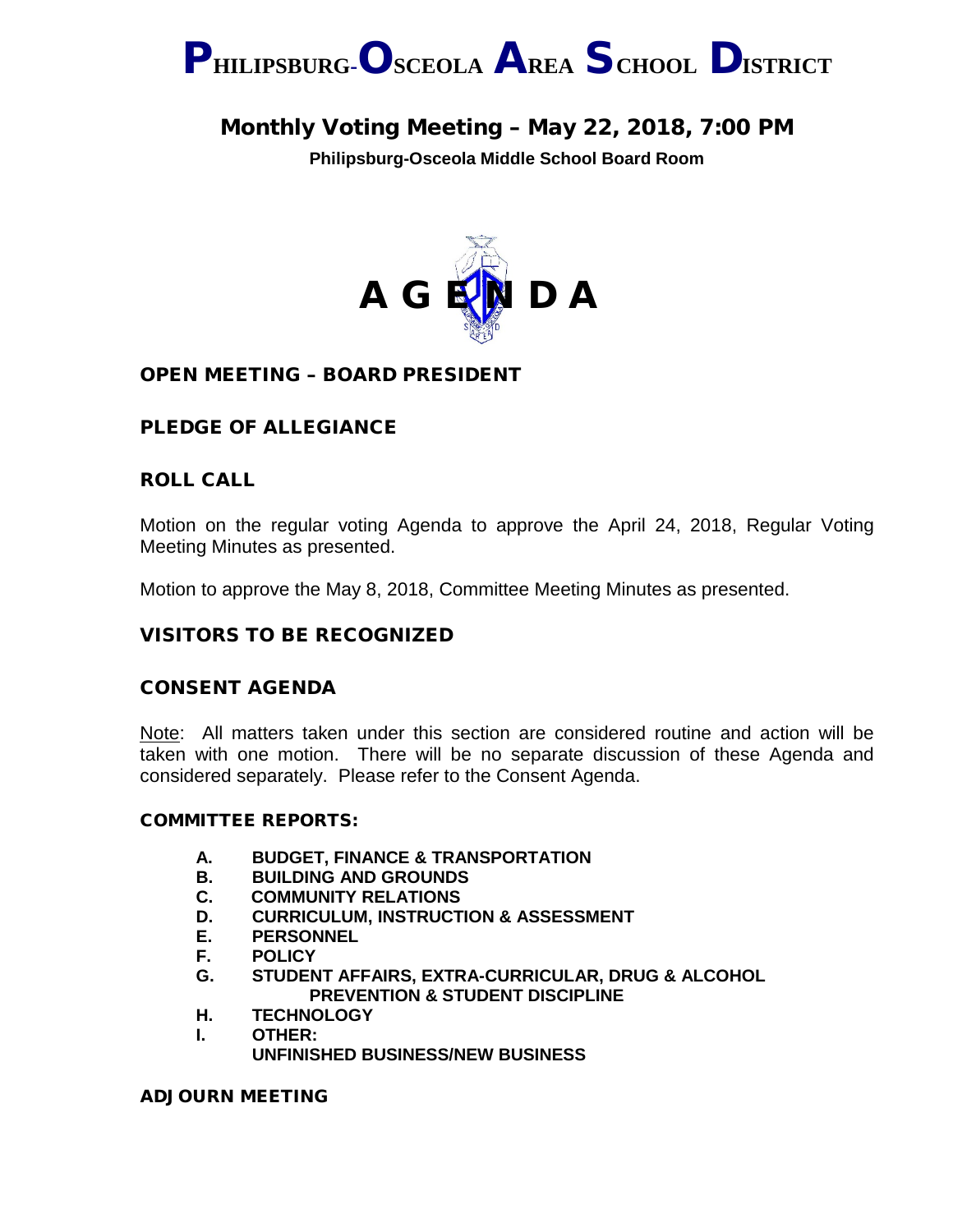# PHILIPSBURG-OSCEOLA AREA SCHOOL DISTRICT

## Monthly Voting Meeting – May 22, 2018, 7:00 PM

**Philipsburg-Osceola Middle School Board Room**

# A G E N D A

### OPEN MEETING – BOARD PRESIDENT

### PLEDGE OF ALLEGIANCE

### ROLL CALL

Motion on the regular voting Agenda to approve the April 24, 2018, Regular Voting Meeting Minutes as presented.

Motion to approve the May 8, 2018, Committee Meeting Minutes as presented.

### VISITORS TO BE RECOGNIZED

### CONSENT AGENDA

Note: All matters taken under this section are considered routine and action will be taken with one motion. There will be no separate discussion of these Agenda and considered separately. Please refer to the Consent Agenda.

#### COMMITTEE REPORTS:

- **A. BUDGET, FINANCE & TRANSPORTATION**
- **B. BUILDING AND GROUNDS**
- **C. COMMUNITY RELATIONS**
- **D. CURRICULUM, INSTRUCTION & ASSESSMENT**
- **E. PERSONNEL**
- **F. POLICY**
- **G. STUDENT AFFAIRS, EXTRA-CURRICULAR, DRUG & ALCOHOL PREVENTION & STUDENT DISCIPLINE**
- **H. TECHNOLOGY**
- **I. OTHER:**
  **UNFINISHED BUSINESS/NEW BUSINESS**

### ADJOURN MEETING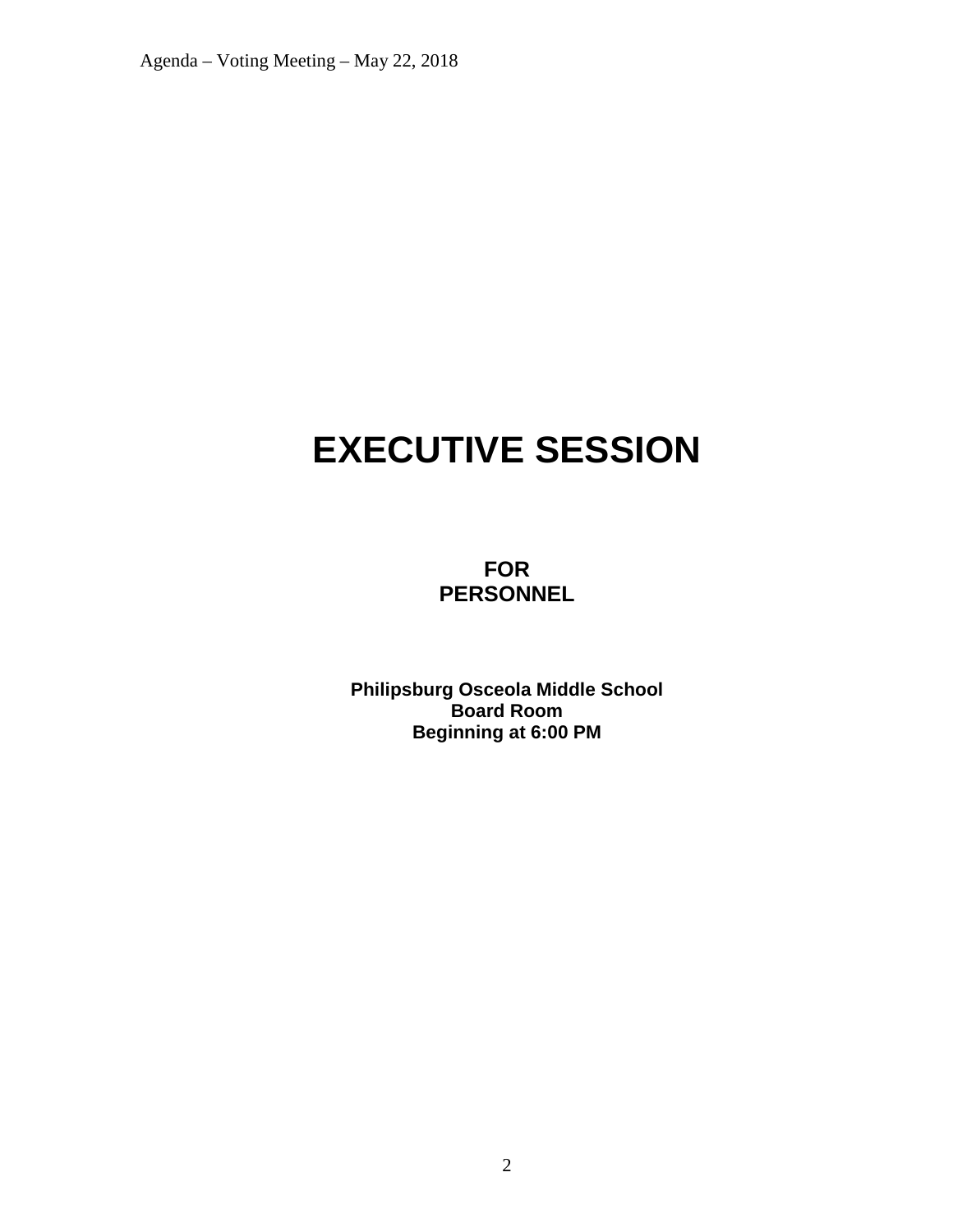# EXECUTIVE SESSION

**FOR**
**PERSONNEL**

**Philipsburg Osceola Middle School**
**Board Room**
**Beginning at 6:00 PM**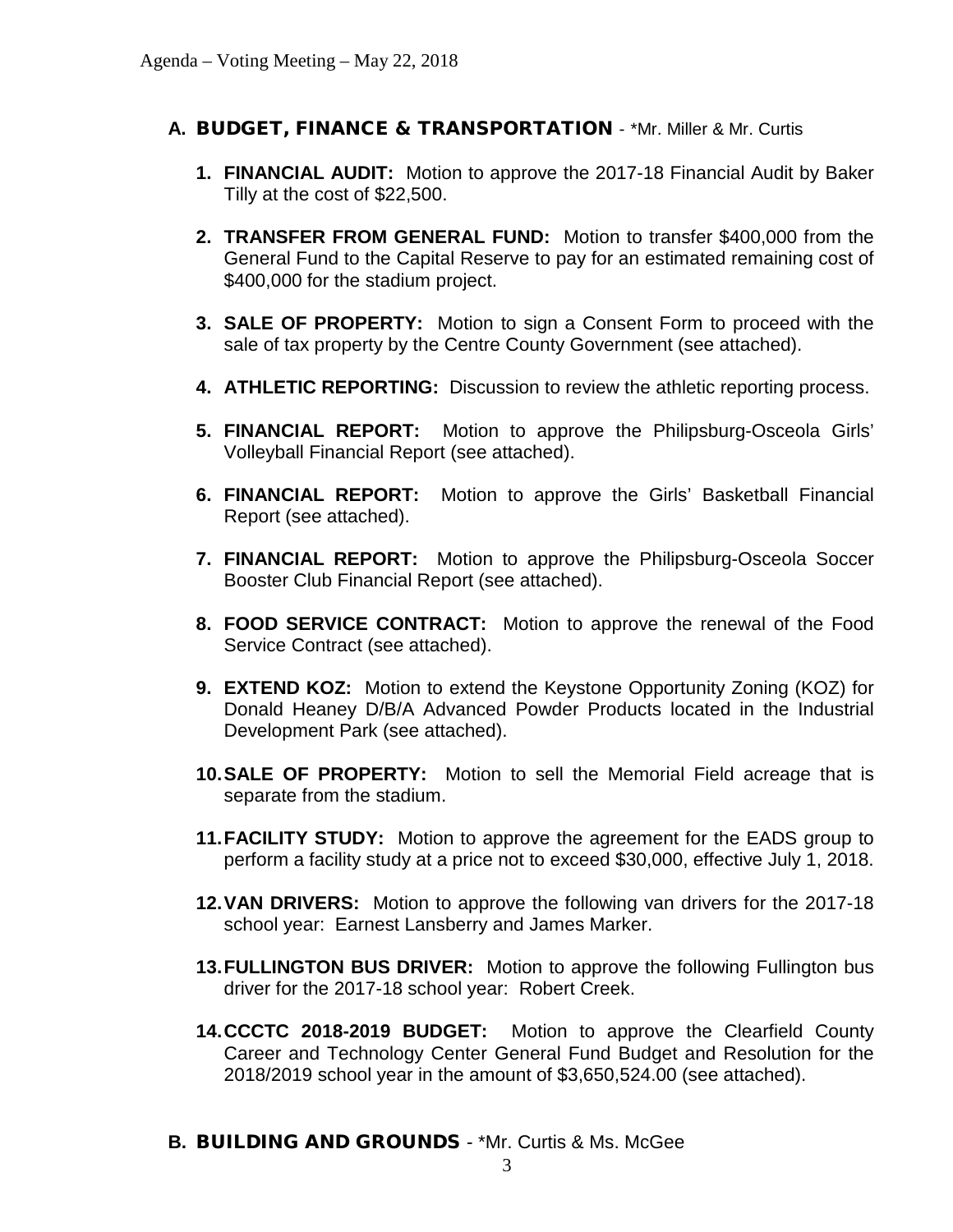## A. BUDGET, FINANCE & TRANSPORTATION - *Mr. Miller & Mr. Curtis

1. **FINANCIAL AUDIT:** Motion to approve the 2017-18 Financial Audit by Baker Tilly at the cost of $22,500.

2. **TRANSFER FROM GENERAL FUND:** Motion to transfer $400,000 from the General Fund to the Capital Reserve to pay for an estimated remaining cost of $400,000 for the stadium project.

3. **SALE OF PROPERTY:** Motion to sign a Consent Form to proceed with the sale of tax property by the Centre County Government (see attached).

4. **ATHLETIC REPORTING:** Discussion to review the athletic reporting process.

5. **FINANCIAL REPORT:** Motion to approve the Philipsburg-Osceola Girls' Volleyball Financial Report (see attached).

6. **FINANCIAL REPORT:** Motion to approve the Girls' Basketball Financial Report (see attached).

7. **FINANCIAL REPORT:** Motion to approve the Philipsburg-Osceola Soccer Booster Club Financial Report (see attached).

8. **FOOD SERVICE CONTRACT:** Motion to approve the renewal of the Food Service Contract (see attached).

9. **EXTEND KOZ:** Motion to extend the Keystone Opportunity Zoning (KOZ) for Donald Heaney D/B/A Advanced Powder Products located in the Industrial Development Park (see attached).

10. **SALE OF PROPERTY:** Motion to sell the Memorial Field acreage that is separate from the stadium.

11. **FACILITY STUDY:** Motion to approve the agreement for the EADS group to perform a facility study at a price not to exceed $30,000, effective July 1, 2018.

12. **VAN DRIVERS:** Motion to approve the following van drivers for the 2017-18 school year: Earnest Lansberry and James Marker.

13. **FULLINGTON BUS DRIVER:** Motion to approve the following Fullington bus driver for the 2017-18 school year: Robert Creek.

14. **CCCTC 2018-2019 BUDGET:** Motion to approve the Clearfield County Career and Technology Center General Fund Budget and Resolution for the 2018/2019 school year in the amount of $3,650,524.00 (see attached).

## B. BUILDING AND GROUNDS - *Mr. Curtis & Ms. McGee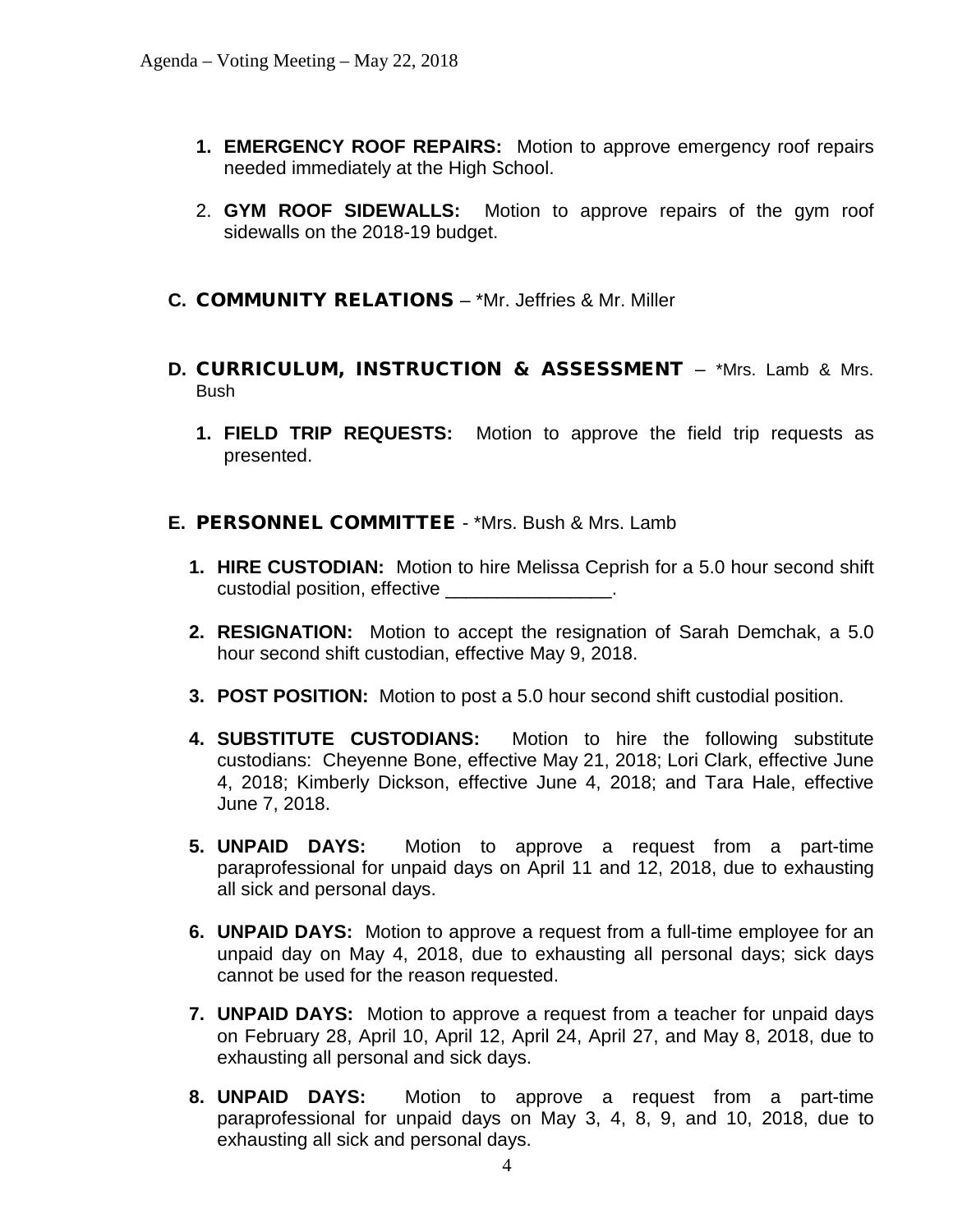1. **EMERGENCY ROOF REPAIRS:** Motion to approve emergency roof repairs needed immediately at the High School.

2. **GYM ROOF SIDEWALLS:** Motion to approve repairs of the gym roof sidewalls on the 2018-19 budget.

## C. COMMUNITY RELATIONS – *Mr. Jeffries & Mr. Miller

## D. CURRICULUM, INSTRUCTION & ASSESSMENT – *Mrs. Lamb & Mrs. Bush

1. **FIELD TRIP REQUESTS:** Motion to approve the field trip requests as presented.

## E. PERSONNEL COMMITTEE - *Mrs. Bush & Mrs. Lamb

1. **HIRE CUSTODIAN:** Motion to hire Melissa Ceprish for a 5.0 hour second shift custodial position, effective ________________.

2. **RESIGNATION:** Motion to accept the resignation of Sarah Demchak, a 5.0 hour second shift custodian, effective May 9, 2018.

3. **POST POSITION:** Motion to post a 5.0 hour second shift custodial position.

4. **SUBSTITUTE CUSTODIANS:** Motion to hire the following substitute custodians: Cheyenne Bone, effective May 21, 2018; Lori Clark, effective June 4, 2018; Kimberly Dickson, effective June 4, 2018; and Tara Hale, effective June 7, 2018.

5. **UNPAID DAYS:** Motion to approve a request from a part-time paraprofessional for unpaid days on April 11 and 12, 2018, due to exhausting all sick and personal days.

6. **UNPAID DAYS:** Motion to approve a request from a full-time employee for an unpaid day on May 4, 2018, due to exhausting all personal days; sick days cannot be used for the reason requested.

7. **UNPAID DAYS:** Motion to approve a request from a teacher for unpaid days on February 28, April 10, April 12, April 24, April 27, and May 8, 2018, due to exhausting all personal and sick days.

8. **UNPAID DAYS:** Motion to approve a request from a part-time paraprofessional for unpaid days on May 3, 4, 8, 9, and 10, 2018, due to exhausting all sick and personal days.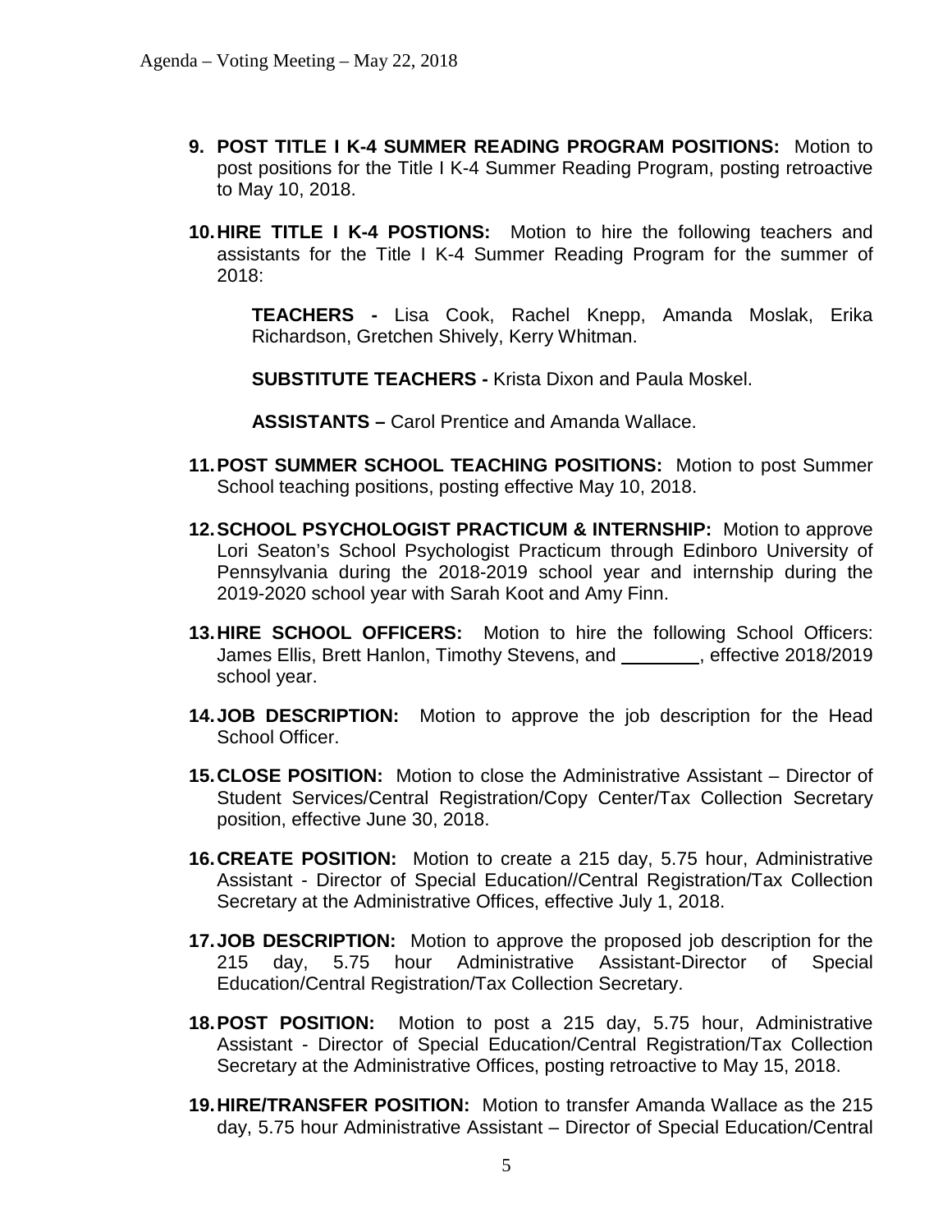9. **POST TITLE I K-4 SUMMER READING PROGRAM POSITIONS:** Motion to post positions for the Title I K-4 Summer Reading Program, posting retroactive to May 10, 2018.

10. **HIRE TITLE I K-4 POSTIONS:** Motion to hire the following teachers and assistants for the Title I K-4 Summer Reading Program for the summer of 2018:

    **TEACHERS -** Lisa Cook, Rachel Knepp, Amanda Moslak, Erika Richardson, Gretchen Shively, Kerry Whitman.

    **SUBSTITUTE TEACHERS -** Krista Dixon and Paula Moskel.

    **ASSISTANTS –** Carol Prentice and Amanda Wallace.

11. **POST SUMMER SCHOOL TEACHING POSITIONS:** Motion to post Summer School teaching positions, posting effective May 10, 2018.

12. **SCHOOL PSYCHOLOGIST PRACTICUM & INTERNSHIP:** Motion to approve Lori Seaton's School Psychologist Practicum through Edinboro University of Pennsylvania during the 2018-2019 school year and internship during the 2019-2020 school year with Sarah Koot and Amy Finn.

13. **HIRE SCHOOL OFFICERS:** Motion to hire the following School Officers: James Ellis, Brett Hanlon, Timothy Stevens, and ________, effective 2018/2019 school year.

14. **JOB DESCRIPTION:** Motion to approve the job description for the Head School Officer.

15. **CLOSE POSITION:** Motion to close the Administrative Assistant – Director of Student Services/Central Registration/Copy Center/Tax Collection Secretary position, effective June 30, 2018.

16. **CREATE POSITION:** Motion to create a 215 day, 5.75 hour, Administrative Assistant - Director of Special Education//Central Registration/Tax Collection Secretary at the Administrative Offices, effective July 1, 2018.

17. **JOB DESCRIPTION:** Motion to approve the proposed job description for the 215 day, 5.75 hour Administrative Assistant-Director of Special Education/Central Registration/Tax Collection Secretary.

18. **POST POSITION:** Motion to post a 215 day, 5.75 hour, Administrative Assistant - Director of Special Education/Central Registration/Tax Collection Secretary at the Administrative Offices, posting retroactive to May 15, 2018.

19. **HIRE/TRANSFER POSITION:** Motion to transfer Amanda Wallace as the 215 day, 5.75 hour Administrative Assistant – Director of Special Education/Central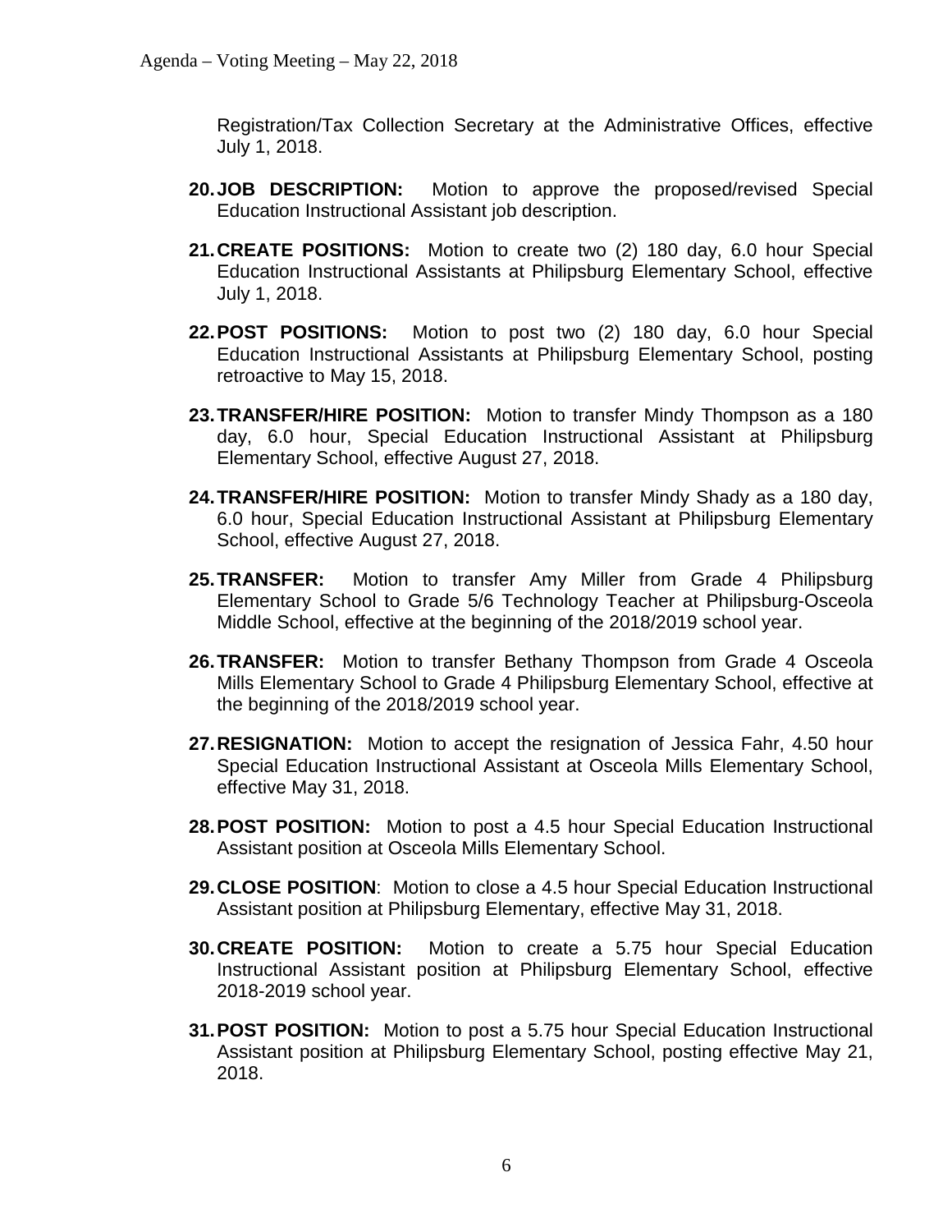Registration/Tax Collection Secretary at the Administrative Offices, effective July 1, 2018.

20. **JOB DESCRIPTION:** Motion to approve the proposed/revised Special Education Instructional Assistant job description.

21. **CREATE POSITIONS:** Motion to create two (2) 180 day, 6.0 hour Special Education Instructional Assistants at Philipsburg Elementary School, effective July 1, 2018.

22. **POST POSITIONS:** Motion to post two (2) 180 day, 6.0 hour Special Education Instructional Assistants at Philipsburg Elementary School, posting retroactive to May 15, 2018.

23. **TRANSFER/HIRE POSITION:** Motion to transfer Mindy Thompson as a 180 day, 6.0 hour, Special Education Instructional Assistant at Philipsburg Elementary School, effective August 27, 2018.

24. **TRANSFER/HIRE POSITION:** Motion to transfer Mindy Shady as a 180 day, 6.0 hour, Special Education Instructional Assistant at Philipsburg Elementary School, effective August 27, 2018.

25. **TRANSFER:** Motion to transfer Amy Miller from Grade 4 Philipsburg Elementary School to Grade 5/6 Technology Teacher at Philipsburg-Osceola Middle School, effective at the beginning of the 2018/2019 school year.

26. **TRANSFER:** Motion to transfer Bethany Thompson from Grade 4 Osceola Mills Elementary School to Grade 4 Philipsburg Elementary School, effective at the beginning of the 2018/2019 school year.

27. **RESIGNATION:** Motion to accept the resignation of Jessica Fahr, 4.50 hour Special Education Instructional Assistant at Osceola Mills Elementary School, effective May 31, 2018.

28. **POST POSITION:** Motion to post a 4.5 hour Special Education Instructional Assistant position at Osceola Mills Elementary School.

29. **CLOSE POSITION**: Motion to close a 4.5 hour Special Education Instructional Assistant position at Philipsburg Elementary, effective May 31, 2018.

30. **CREATE POSITION:** Motion to create a 5.75 hour Special Education Instructional Assistant position at Philipsburg Elementary School, effective 2018-2019 school year.

31. **POST POSITION:** Motion to post a 5.75 hour Special Education Instructional Assistant position at Philipsburg Elementary School, posting effective May 21, 2018.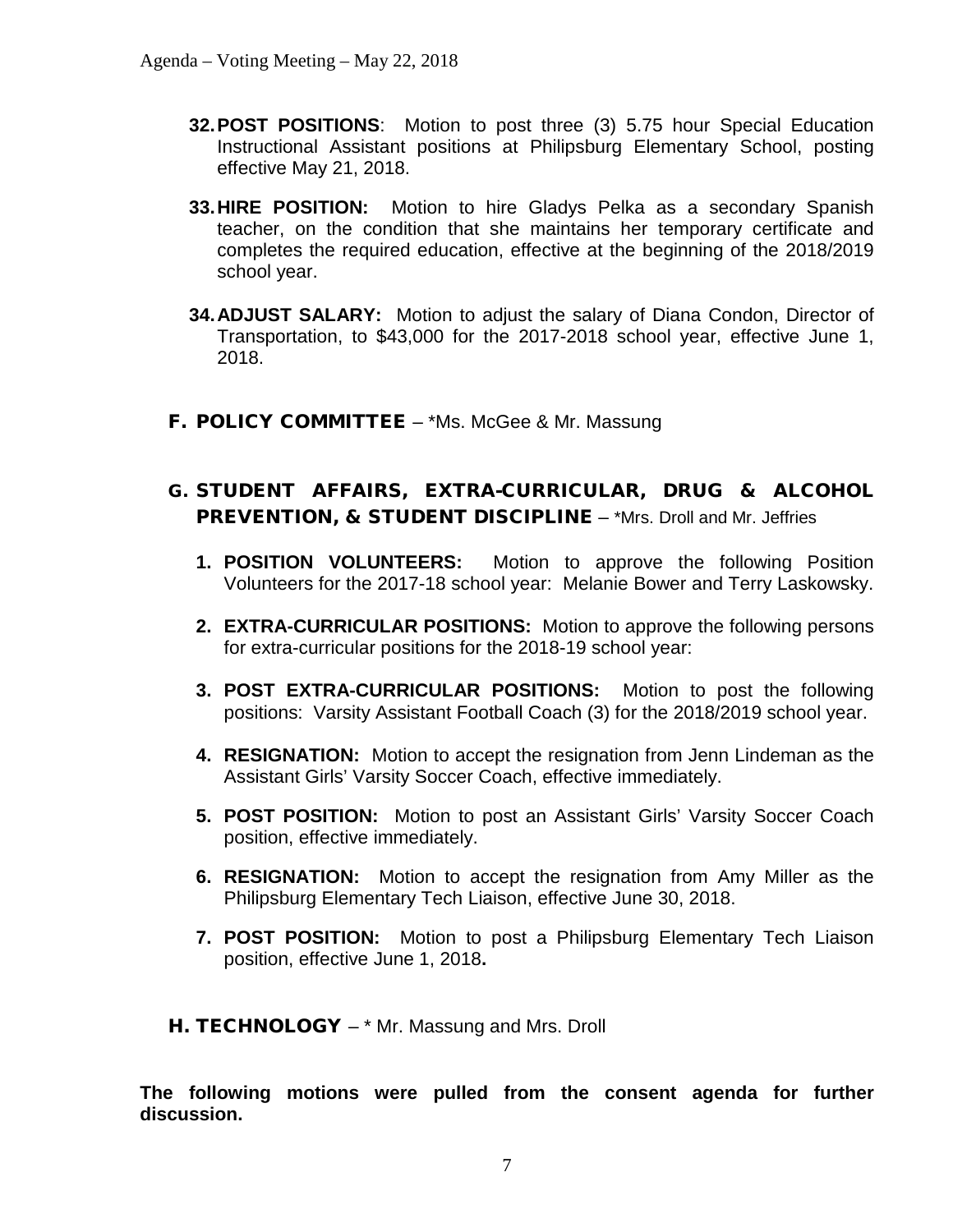32. **POST POSITIONS**: Motion to post three (3) 5.75 hour Special Education Instructional Assistant positions at Philipsburg Elementary School, posting effective May 21, 2018.

33. **HIRE POSITION:** Motion to hire Gladys Pelka as a secondary Spanish teacher, on the condition that she maintains her temporary certificate and completes the required education, effective at the beginning of the 2018/2019 school year.

34. **ADJUST SALARY:** Motion to adjust the salary of Diana Condon, Director of Transportation, to $43,000 for the 2017-2018 school year, effective June 1, 2018.

## F. POLICY COMMITTEE – *Ms. McGee & Mr. Massung

## G. STUDENT AFFAIRS, EXTRA-CURRICULAR, DRUG & ALCOHOL PREVENTION, & STUDENT DISCIPLINE – *Mrs. Droll and Mr. Jeffries

1. **POSITION VOLUNTEERS:** Motion to approve the following Position Volunteers for the 2017-18 school year: Melanie Bower and Terry Laskowsky.

2. **EXTRA-CURRICULAR POSITIONS:** Motion to approve the following persons for extra-curricular positions for the 2018-19 school year:

3. **POST EXTRA-CURRICULAR POSITIONS:** Motion to post the following positions: Varsity Assistant Football Coach (3) for the 2018/2019 school year.

4. **RESIGNATION:** Motion to accept the resignation from Jenn Lindeman as the Assistant Girls' Varsity Soccer Coach, effective immediately.

5. **POST POSITION:** Motion to post an Assistant Girls' Varsity Soccer Coach position, effective immediately.

6. **RESIGNATION:** Motion to accept the resignation from Amy Miller as the Philipsburg Elementary Tech Liaison, effective June 30, 2018.

7. **POST POSITION:** Motion to post a Philipsburg Elementary Tech Liaison position, effective June 1, 2018**.**

## H. TECHNOLOGY – * Mr. Massung and Mrs. Droll

**The following motions were pulled from the consent agenda for further discussion.**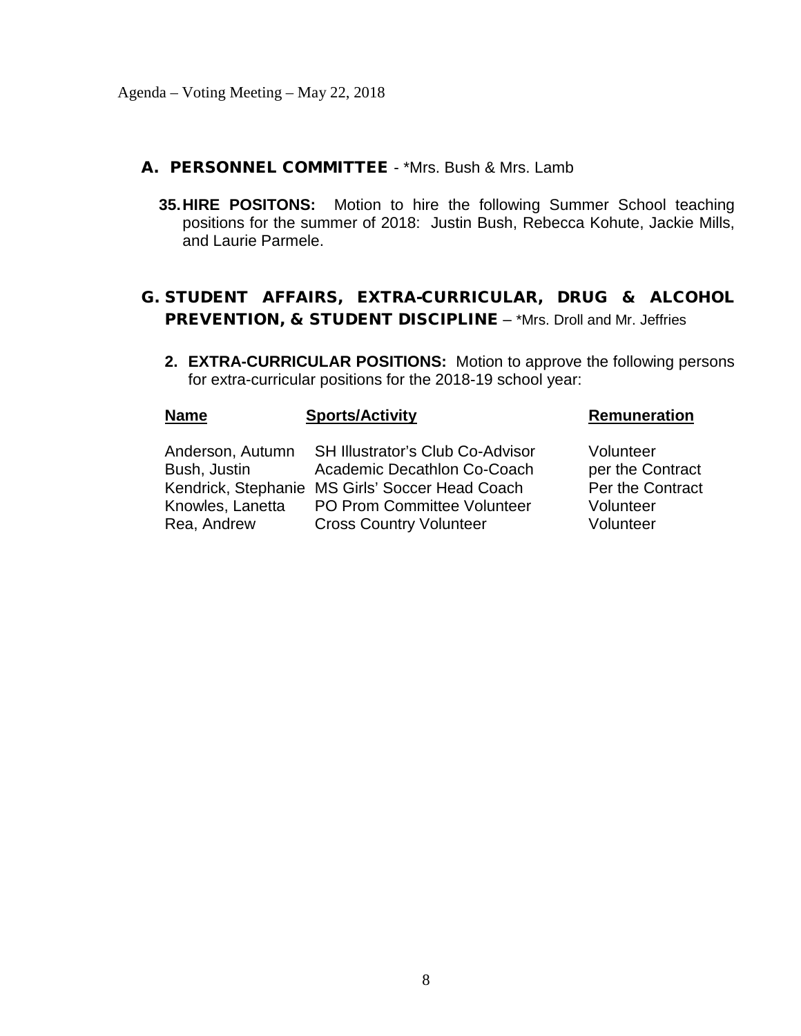## A. PERSONNEL COMMITTEE - *Mrs. Bush & Mrs. Lamb

**35. HIRE POSITONS:** Motion to hire the following Summer School teaching positions for the summer of 2018: Justin Bush, Rebecca Kohute, Jackie Mills, and Laurie Parmele.

## G. STUDENT AFFAIRS, EXTRA-CURRICULAR, DRUG & ALCOHOL PREVENTION, & STUDENT DISCIPLINE – *Mrs. Droll and Mr. Jeffries

**2. EXTRA-CURRICULAR POSITIONS:** Motion to approve the following persons for extra-curricular positions for the 2018-19 school year:

| Name | Sports/Activity | Remuneration |
|---|---|---|
| Anderson, Autumn | SH Illustrator's Club Co-Advisor | Volunteer |
| Bush, Justin | Academic Decathlon Co-Coach | per the Contract |
| Kendrick, Stephanie | MS Girls' Soccer Head Coach | Per the Contract |
| Knowles, Lanetta | PO Prom Committee Volunteer | Volunteer |
| Rea, Andrew | Cross Country Volunteer | Volunteer |